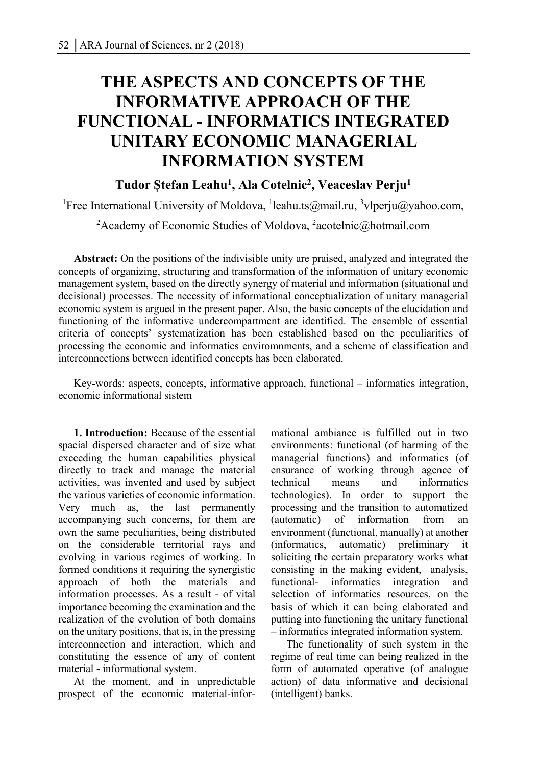# THE ASPECTS AND CONCEPTS OF THE INFORMATIVE APPROACH OF THE FUNCTIONAL - INFORMATICS INTEGRATED UNITARY ECONOMIC MANAGERIAL INFORMATION SYSTEM

**Tudor Ştefan Leahu[1], Ala Cotelnic[2], Veaceslav Perju[1]**

[1]Free International University of Moldova, [1]leahu.ts@mail.ru, [3]vlperju@yahoo.com,

[2]Academy of Economic Studies of Moldova, [2]acotelnic@hotmail.com

**Abstract:** On the positions of the indivisible unity are praised, analyzed and integrated the concepts of organizing, structuring and transformation of the information of unitary economic management system, based on the directly synergy of material and information (situational and decisional) processes. The necessity of informational conceptualization of unitary managerial economic system is argued in the present paper. Also, the basic concepts of the elucidation and functioning of the informative undercompartment are identified. The ensemble of essential criteria of concepts' systematization has been established based on the peculiarities of processing the economic and informatics enviromnments, and a scheme of classification and interconnections between identified concepts has been elaborated.

Key-words: aspects, concepts, informative approach, functional – informatics integration, economic informational sistem

**1. Introduction:** Because of the essential spacial dispersed character and of size what exceeding the human capabilities physical directly to track and manage the material activities, was invented and used by subject the various varieties of economic information. Very much as, the last permanently accompanying such concerns, for them are own the same peculiarities, being distributed on the considerable territorial rays and evolving in various regimes of working. In formed conditions it requiring the synergistic approach of both the materials and information processes. As a result - of vital importance becoming the examination and the realization of the evolution of both domains on the unitary positions, that is, in the pressing interconnection and interaction, which and constituting the essence of any of content material - informational system.

At the moment, and in unpredictable prospect of the economic material-informational ambiance is fulfilled out in two environments: functional (of harming of the managerial functions) and informatics (of ensurance of working through agence of technical means and informatics technologies). In order to support the processing and the transition to automatized (automatic) of information from an environment (functional, manually) at another (informatics, automatic) preliminary it soliciting the certain preparatory works what consisting in the making evident, analysis, functional- informatics integration and selection of informatics resources, on the basis of which it can being elaborated and putting into functioning the unitary functional – informatics integrated information system.

The functionality of such system in the regime of real time can being realized in the form of automated operative (of analogue action) of data informative and decisional (intelligent) banks.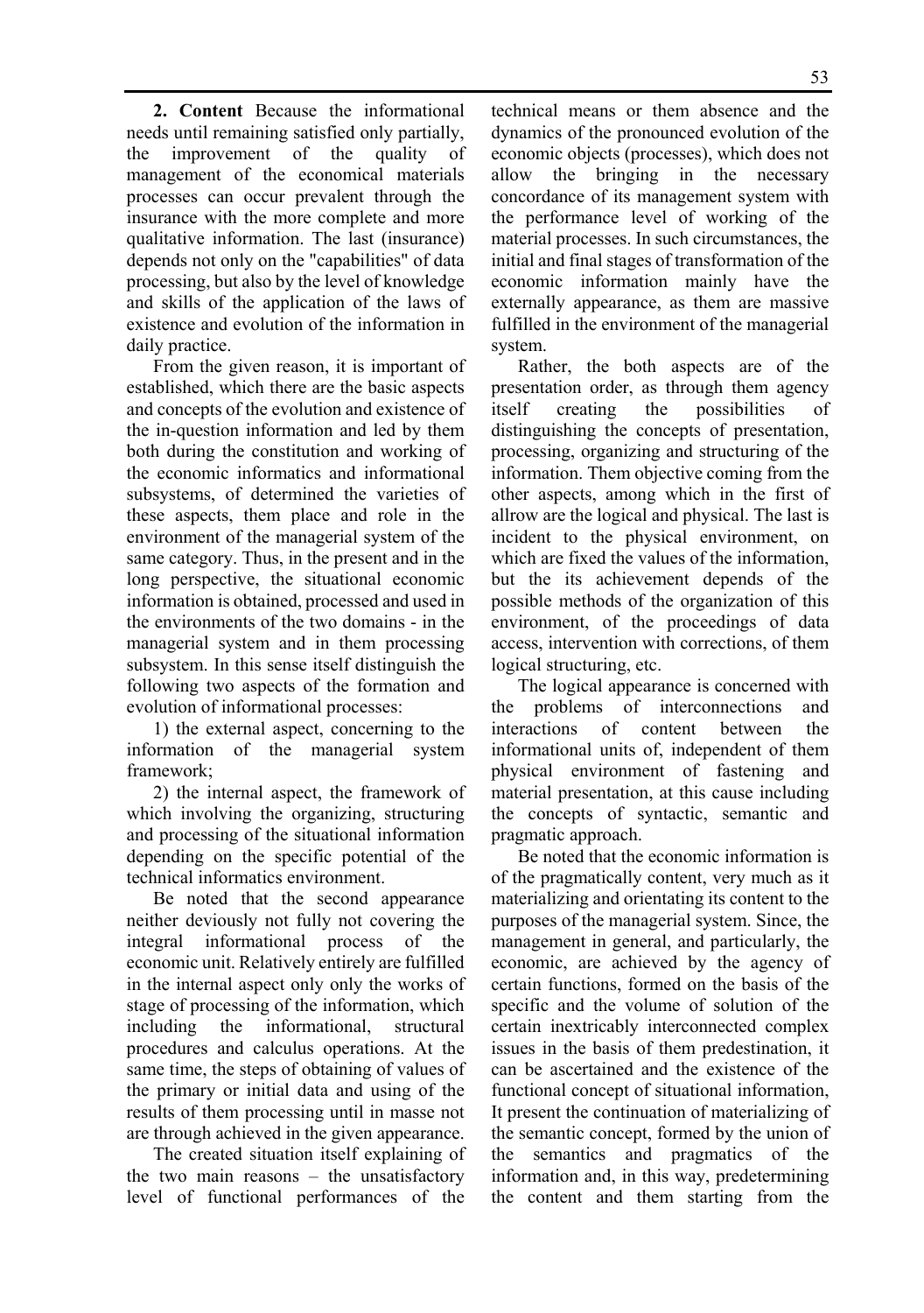**2. Content** Because the informational needs until remaining satisfied only partially, the improvement of the quality of management of the economical materials processes can occur prevalent through the insurance with the more complete and more qualitative information. The last (insurance) depends not only on the "capabilities" of data processing, but also by the level of knowledge and skills of the application of the laws of existence and evolution of the information in daily practice.

From the given reason, it is important of established, which there are the basic aspects and concepts of the evolution and existence of the in-question information and led by them both during the constitution and working of the economic informatics and informational subsystems, of determined the varieties of these aspects, them place and role in the environment of the managerial system of the same category. Thus, in the present and in the long perspective, the situational economic information is obtained, processed and used in the environments of the two domains - in the managerial system and in them processing subsystem. In this sense itself distinguish the following two aspects of the formation and evolution of informational processes:

1) the external aspect, concerning to the information of the managerial system framework;

2) the internal aspect, the framework of which involving the organizing, structuring and processing of the situational information depending on the specific potential of the technical informatics environment.

Be noted that the second appearance neither deviously not fully not covering the integral informational process of the economic unit. Relatively entirely are fulfilled in the internal aspect only only the works of stage of processing of the information, which including the informational, structural procedures and calculus operations. At the same time, the steps of obtaining of values of the primary or initial data and using of the results of them processing until in masse not are through achieved in the given appearance.

The created situation itself explaining of the two main reasons – the unsatisfactory level of functional performances of the technical means or them absence and the dynamics of the pronounced evolution of the economic objects (processes), which does not allow the bringing in the necessary concordance of its management system with the performance level of working of the material processes. In such circumstances, the initial and final stages of transformation of the economic information mainly have the externally appearance, as them are massive fulfilled in the environment of the managerial system.

Rather, the both aspects are of the presentation order, as through them agency itself creating the possibilities of distinguishing the concepts of presentation, processing, organizing and structuring of the information. Them objective coming from the other aspects, among which in the first of allrow are the logical and physical. The last is incident to the physical environment, on which are fixed the values of the information, but the its achievement depends of the possible methods of the organization of this environment, of the proceedings of data access, intervention with corrections, of them logical structuring, etc.

The logical appearance is concerned with the problems of interconnections and interactions of content between the informational units of, independent of them physical environment of fastening and material presentation, at this cause including the concepts of syntactic, semantic and pragmatic approach.

Be noted that the economic information is of the pragmatically content, very much as it materializing and orientating its content to the purposes of the managerial system. Since, the management in general, and particularly, the economic, are achieved by the agency of certain functions, formed on the basis of the specific and the volume of solution of the certain inextricably interconnected complex issues in the basis of them predestination, it can be ascertained and the existence of the functional concept of situational information, It present the continuation of materializing of the semantic concept, formed by the union of the semantics and pragmatics of the information and, in this way, predetermining the content and them starting from the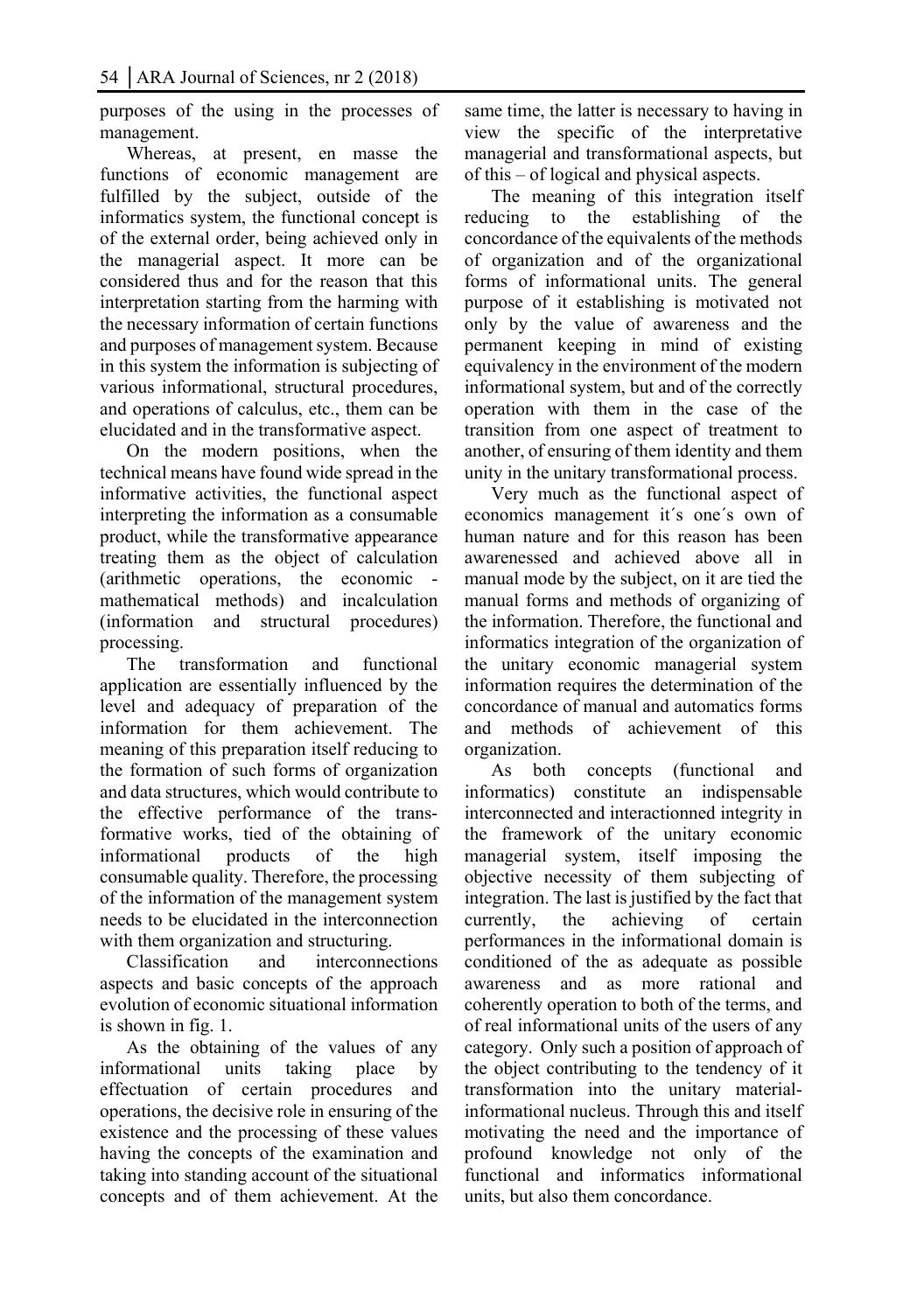purposes of the using in the processes of management.

Whereas, at present, en masse the functions of economic management are fulfilled by the subject, outside of the informatics system, the functional concept is of the external order, being achieved only in the managerial aspect. It more can be considered thus and for the reason that this interpretation starting from the harming with the necessary information of certain functions and purposes of management system. Because in this system the information is subjecting of various informational, structural procedures, and operations of calculus, etc., them can be elucidated and in the transformative aspect.

On the modern positions, when the technical means have found wide spread in the informative activities, the functional aspect interpreting the information as a consumable product, while the transformative appearance treating them as the object of calculation (arithmetic operations, the economic - mathematical methods) and incalculation (information and structural procedures) processing.

The transformation and functional application are essentially influenced by the level and adequacy of preparation of the information for them achievement. The meaning of this preparation itself reducing to the formation of such forms of organization and data structures, which would contribute to the effective performance of the transformative works, tied of the obtaining of informational products of the high consumable quality. Therefore, the processing of the information of the management system needs to be elucidated in the interconnection with them organization and structuring.

Classification and interconnections aspects and basic concepts of the approach evolution of economic situational information is shown in fig. 1.

As the obtaining of the values of any informational units taking place by effectuation of certain procedures and operations, the decisive role in ensuring of the existence and the processing of these values having the concepts of the examination and taking into standing account of the situational concepts and of them achievement. At the same time, the latter is necessary to having in view the specific of the interpretative managerial and transformational aspects, but of this – of logical and physical aspects.

The meaning of this integration itself reducing to the establishing of the concordance of the equivalents of the methods of organization and of the organizational forms of informational units. The general purpose of it establishing is motivated not only by the value of awareness and the permanent keeping in mind of existing equivalency in the environment of the modern informational system, but and of the correctly operation with them in the case of the transition from one aspect of treatment to another, of ensuring of them identity and them unity in the unitary transformational process.

Very much as the functional aspect of economics management it´s one´s own of human nature and for this reason has been awarenessed and achieved above all in manual mode by the subject, on it are tied the manual forms and methods of organizing of the information. Therefore, the functional and informatics integration of the organization of the unitary economic managerial system information requires the determination of the concordance of manual and automatics forms and methods of achievement of this organization.

As both concepts (functional and informatics) constitute an indispensable interconnected and interactionned integrity in the framework of the unitary economic managerial system, itself imposing the objective necessity of them subjecting of integration. The last is justified by the fact that currently, the achieving of certain performances in the informational domain is conditioned of the as adequate as possible awareness and as more rational and coherently operation to both of the terms, and of real informational units of the users of any category. Only such a position of approach of the object contributing to the tendency of it transformation into the unitary material-informational nucleus. Through this and itself motivating the need and the importance of profound knowledge not only of the functional and informatics informational units, but also them concordance.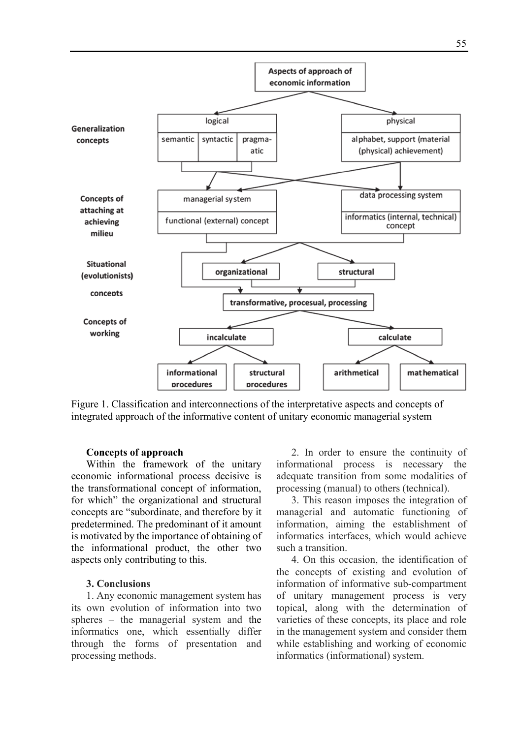Figure 1. Classification and interconnections of the interpretative aspects and concepts of integrated approach of the informative content of unitary economic managerial system

**Concepts of approach**

Within the framework of the unitary economic informational process decisive is the transformational concept of information, for which" the organizational and structural concepts are "subordinate, and therefore by it predetermined. The predominant of it amount is motivated by the importance of obtaining of the informational product, the other two aspects only contributing to this.

**3. Conclusions**

1. Any economic management system has its own evolution of information into two spheres – the managerial system and the informatics one, which essentially differ through the forms of presentation and processing methods.

2. In order to ensure the continuity of informational process is necessary the adequate transition from some modalities of processing (manual) to others (technical).

3. This reason imposes the integration of managerial and automatic functioning of information, aiming the establishment of informatics interfaces, which would achieve such a transition.

4. On this occasion, the identification of the concepts of existing and evolution of information of informative sub-compartment of unitary management process is very topical, along with the determination of varieties of these concepts, its place and role in the management system and consider them while establishing and working of economic informatics (informational) system.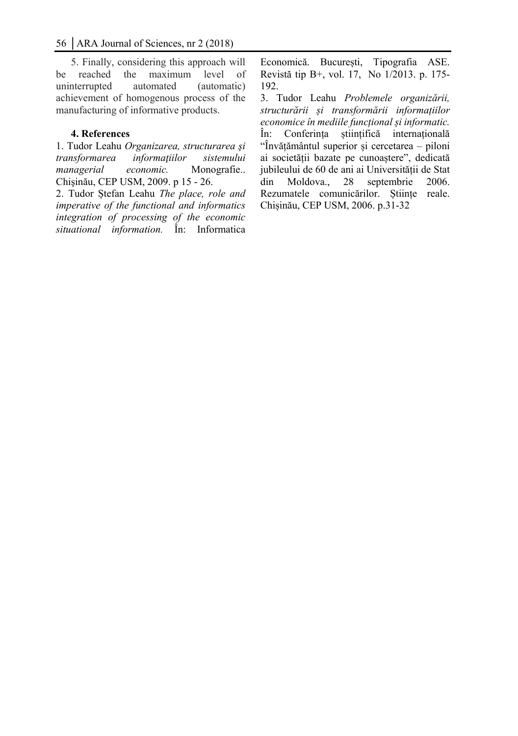5. Finally, considering this approach will be reached the maximum level of uninterrupted automated (automatic) achievement of homogenous process of the manufacturing of informative products.

## 4. References

1. Tudor Leahu *Organizarea, structurarea şi transformarea informaţiilor sistemului managerial economic.* Monografie.. Chişinău, CEP USM, 2009. p 15 - 26.

2. Tudor Ștefan Leahu *The place, role and imperative of the functional and informatics integration of processing of the economic situational information.* În: Informatica Economică. București, Tipografia ASE. Revistă tip B+, vol. 17, No 1/2013. p. 175-192.

3. Tudor Leahu *Problemele organizării, structurării și transformării informațiilor economice în mediile funcțional și informatic.* În: Conferința științifică internațională "Învățământul superior și cercetarea – piloni ai societății bazate pe cunoaștere", dedicată jubileului de 60 de ani ai Universității de Stat din Moldova., 28 septembrie 2006. Rezumatele comunicărilor. Științe reale. Chișinău, CEP USM, 2006. p.31-32